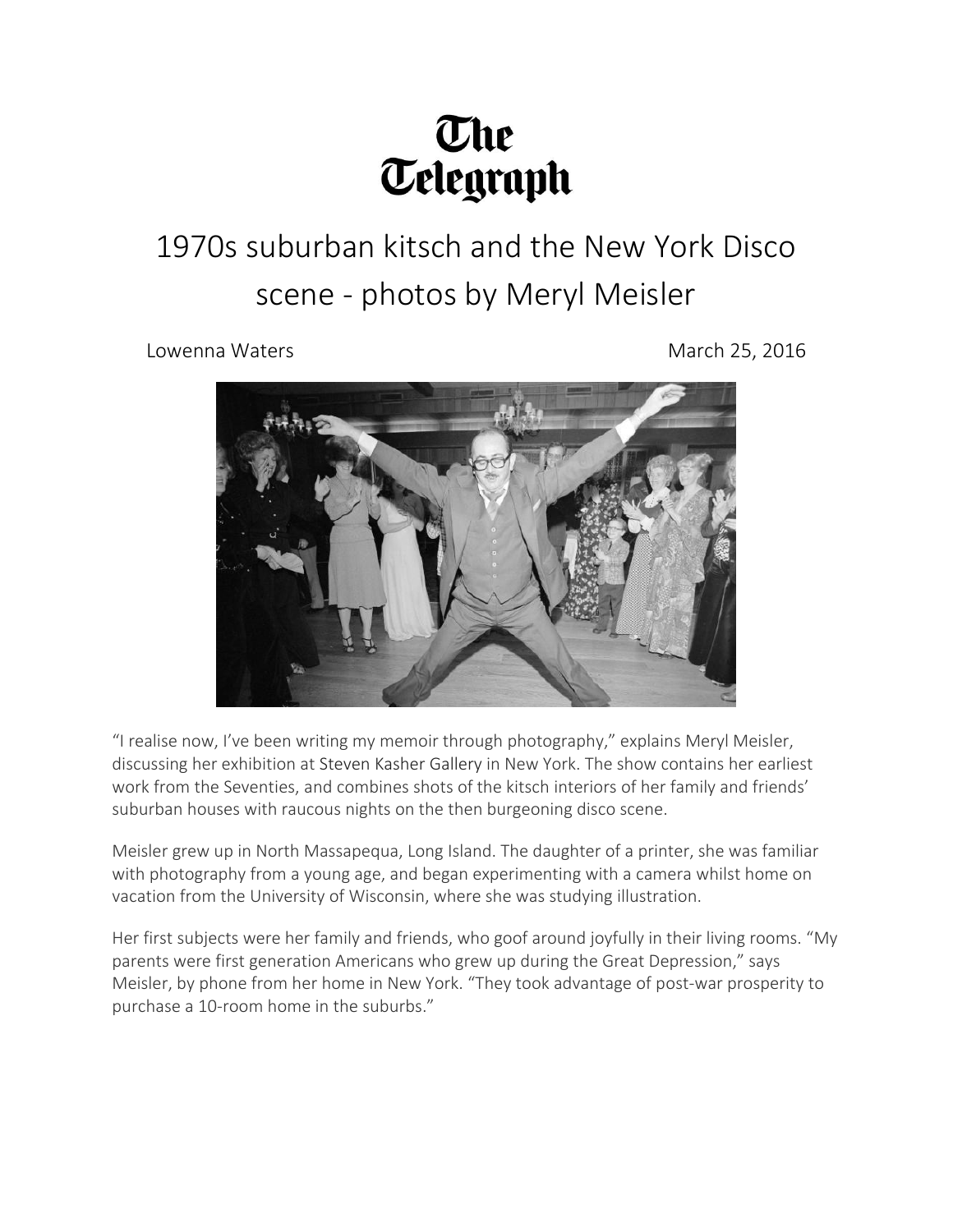# The Telegraph

## 1970s suburban kitsch and the New York Disco scene - photos by Meryl Meisler

Lowenna Waters March 25, 2016

"I realise now, I've been writing my memoir through photography," explains Meryl Meisler, discussing her exhibition at Steven Kasher Gallery in New York. The show contains her earliest work from the Seventies, and combines shots of the kitsch interiors of her family and friends' suburban houses with raucous nights on the then burgeoning disco scene.

Meisler grew up in North Massapequa, Long Island. The daughter of a printer, she was familiar with photography from a young age, and began experimenting with a camera whilst home on vacation from the University of Wisconsin, where she was studying illustration.

Her first subjects were her family and friends, who goof around joyfully in their living rooms. "My parents were first generation Americans who grew up during the Great Depression," says Meisler, by phone from her home in New York. "They took advantage of post-war prosperity to purchase a 10-room home in the suburbs."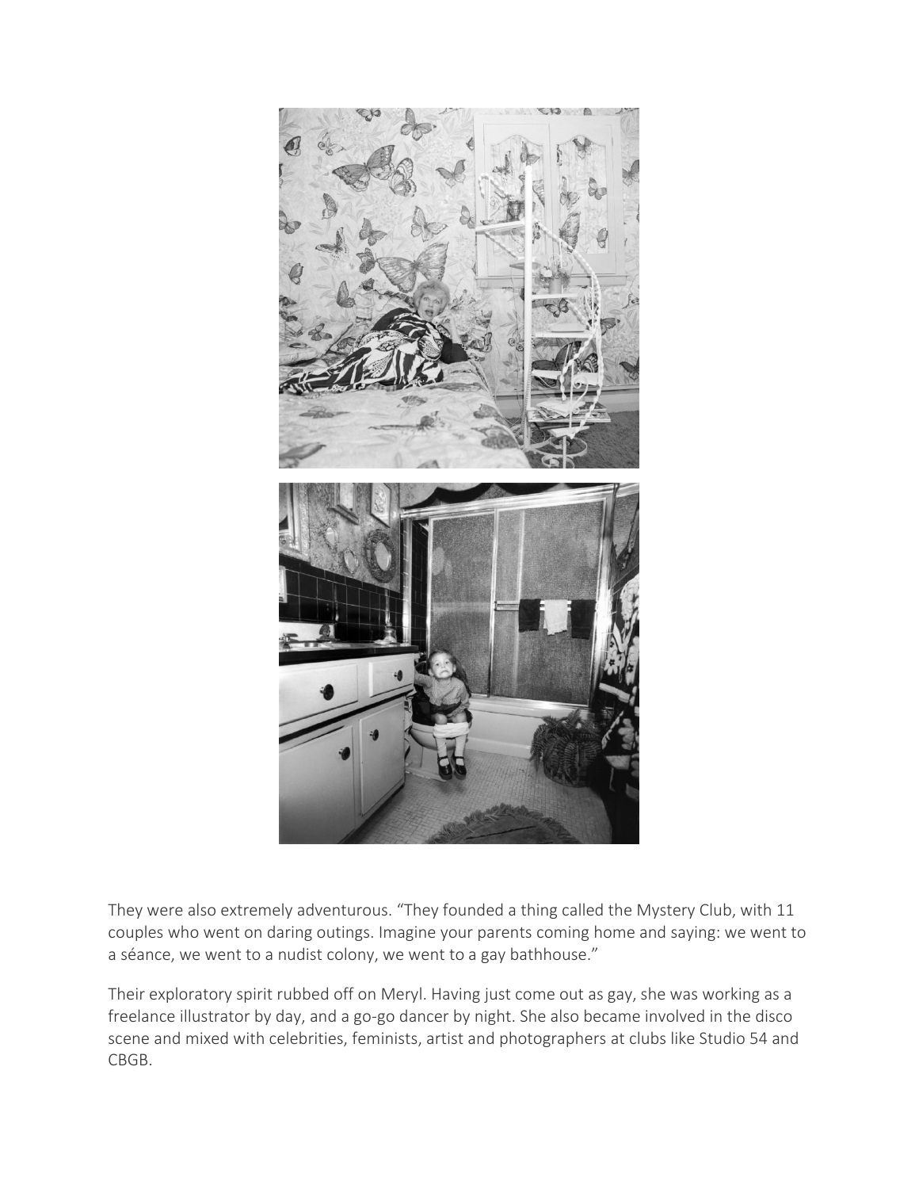They were also extremely adventurous. "They founded a thing called the Mystery Club, with 11 couples who went on daring outings. Imagine your parents coming home and saying: we went to a séance, we went to a nudist colony, we went to a gay bathhouse."

Their exploratory spirit rubbed off on Meryl. Having just come out as gay, she was working as a freelance illustrator by day, and a go-go dancer by night. She also became involved in the disco scene and mixed with celebrities, feminists, artist and photographers at clubs like Studio 54 and CBGB.